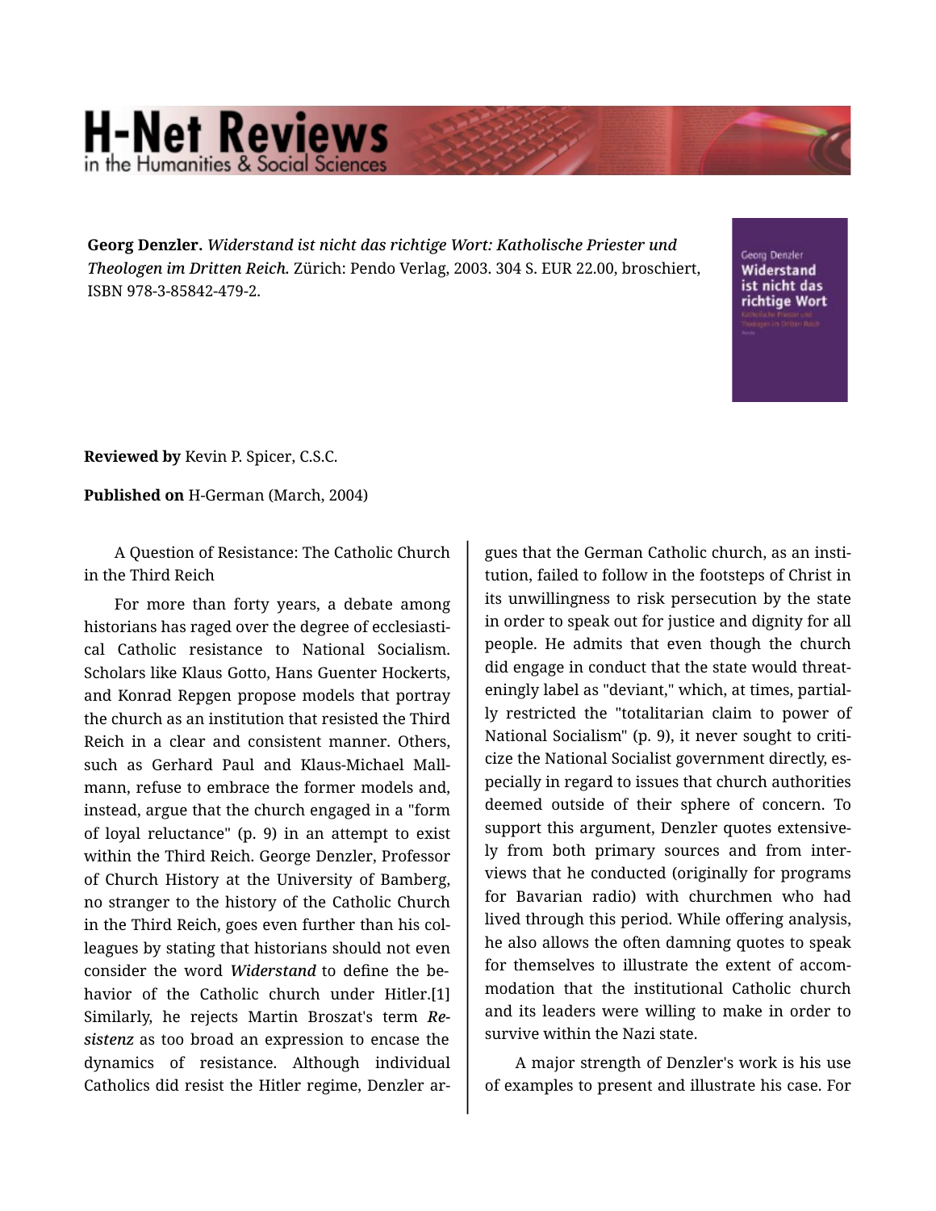# H-Net Reviews
in the Humanities & Social Sciences

**Georg Denzler.** *Widerstand ist nicht das richtige Wort: Katholische Priester und Theologen im Dritten Reich.* Zürich: Pendo Verlag, 2003. 304 S. EUR 22.00, broschiert, ISBN 978-3-85842-479-2.

**Reviewed by** Kevin P. Spicer, C.S.C.

**Published on** H-German (March, 2004)

A Question of Resistance: The Catholic Church in the Third Reich

For more than forty years, a debate among historians has raged over the degree of ecclesiastical Catholic resistance to National Socialism. Scholars like Klaus Gotto, Hans Guenter Hockerts, and Konrad Repgen propose models that portray the church as an institution that resisted the Third Reich in a clear and consistent manner. Others, such as Gerhard Paul and Klaus-Michael Mallmann, refuse to embrace the former models and, instead, argue that the church engaged in a "form of loyal reluctance" (p. 9) in an attempt to exist within the Third Reich. George Denzler, Professor of Church History at the University of Bamberg, no stranger to the history of the Catholic Church in the Third Reich, goes even further than his colleagues by stating that historians should not even consider the word ***Widerstand*** to define the behavior of the Catholic church under Hitler.[1] Similarly, he rejects Martin Broszat's term ***Resistenz*** as too broad an expression to encase the dynamics of resistance. Although individual Catholics did resist the Hitler regime, Denzler argues that the German Catholic church, as an institution, failed to follow in the footsteps of Christ in its unwillingness to risk persecution by the state in order to speak out for justice and dignity for all people. He admits that even though the church did engage in conduct that the state would threateningly label as "deviant," which, at times, partially restricted the "totalitarian claim to power of National Socialism" (p. 9), it never sought to criticize the National Socialist government directly, especially in regard to issues that church authorities deemed outside of their sphere of concern. To support this argument, Denzler quotes extensively from both primary sources and from interviews that he conducted (originally for programs for Bavarian radio) with churchmen who had lived through this period. While offering analysis, he also allows the often damning quotes to speak for themselves to illustrate the extent of accommodation that the institutional Catholic church and its leaders were willing to make in order to survive within the Nazi state.

A major strength of Denzler's work is his use of examples to present and illustrate his case. For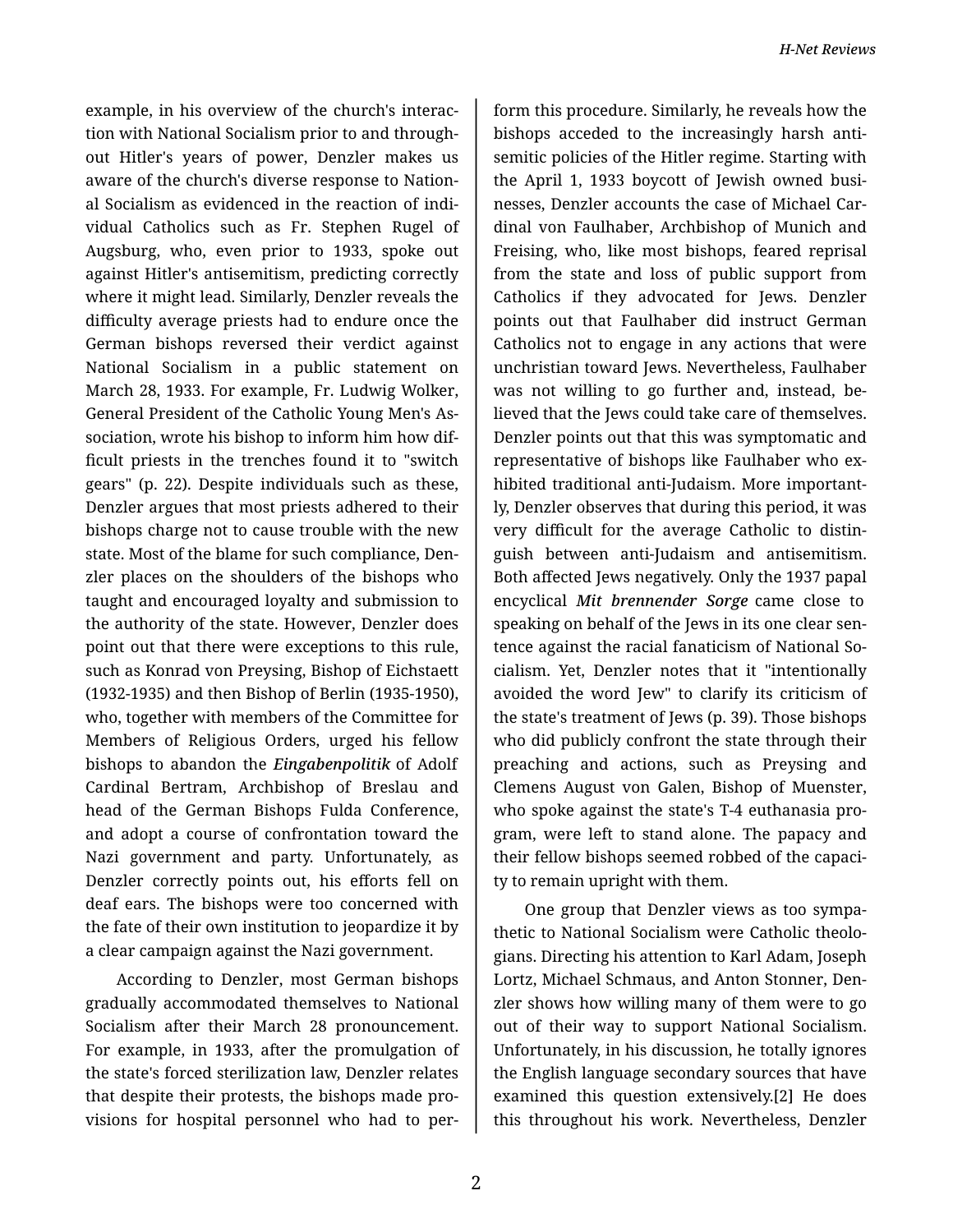example, in his overview of the church's interaction with National Socialism prior to and throughout Hitler's years of power, Denzler makes us aware of the church's diverse response to National Socialism as evidenced in the reaction of individual Catholics such as Fr. Stephen Rugel of Augsburg, who, even prior to 1933, spoke out against Hitler's antisemitism, predicting correctly where it might lead. Similarly, Denzler reveals the difficulty average priests had to endure once the German bishops reversed their verdict against National Socialism in a public statement on March 28, 1933. For example, Fr. Ludwig Wolker, General President of the Catholic Young Men's Association, wrote his bishop to inform him how difficult priests in the trenches found it to "switch gears" (p. 22). Despite individuals such as these, Denzler argues that most priests adhered to their bishops charge not to cause trouble with the new state. Most of the blame for such compliance, Denzler places on the shoulders of the bishops who taught and encouraged loyalty and submission to the authority of the state. However, Denzler does point out that there were exceptions to this rule, such as Konrad von Preysing, Bishop of Eichstaett (1932-1935) and then Bishop of Berlin (1935-1950), who, together with members of the Committee for Members of Religious Orders, urged his fellow bishops to abandon the ***Eingabenpolitik*** of Adolf Cardinal Bertram, Archbishop of Breslau and head of the German Bishops Fulda Conference, and adopt a course of confrontation toward the Nazi government and party. Unfortunately, as Denzler correctly points out, his efforts fell on deaf ears. The bishops were too concerned with the fate of their own institution to jeopardize it by a clear campaign against the Nazi government.

According to Denzler, most German bishops gradually accommodated themselves to National Socialism after their March 28 pronouncement. For example, in 1933, after the promulgation of the state's forced sterilization law, Denzler relates that despite their protests, the bishops made provisions for hospital personnel who had to perform this procedure. Similarly, he reveals how the bishops acceded to the increasingly harsh antisemitic policies of the Hitler regime. Starting with the April 1, 1933 boycott of Jewish owned businesses, Denzler accounts the case of Michael Cardinal von Faulhaber, Archbishop of Munich and Freising, who, like most bishops, feared reprisal from the state and loss of public support from Catholics if they advocated for Jews. Denzler points out that Faulhaber did instruct German Catholics not to engage in any actions that were unchristian toward Jews. Nevertheless, Faulhaber was not willing to go further and, instead, believed that the Jews could take care of themselves. Denzler points out that this was symptomatic and representative of bishops like Faulhaber who exhibited traditional anti-Judaism. More importantly, Denzler observes that during this period, it was very difficult for the average Catholic to distinguish between anti-Judaism and antisemitism. Both affected Jews negatively. Only the 1937 papal encyclical ***Mit brennender Sorge*** came close to speaking on behalf of the Jews in its one clear sentence against the racial fanaticism of National Socialism. Yet, Denzler notes that it "intentionally avoided the word Jew" to clarify its criticism of the state's treatment of Jews (p. 39). Those bishops who did publicly confront the state through their preaching and actions, such as Preysing and Clemens August von Galen, Bishop of Muenster, who spoke against the state's T-4 euthanasia program, were left to stand alone. The papacy and their fellow bishops seemed robbed of the capacity to remain upright with them.

One group that Denzler views as too sympathetic to National Socialism were Catholic theologians. Directing his attention to Karl Adam, Joseph Lortz, Michael Schmaus, and Anton Stonner, Denzler shows how willing many of them were to go out of their way to support National Socialism. Unfortunately, in his discussion, he totally ignores the English language secondary sources that have examined this question extensively.[2] He does this throughout his work. Nevertheless, Denzler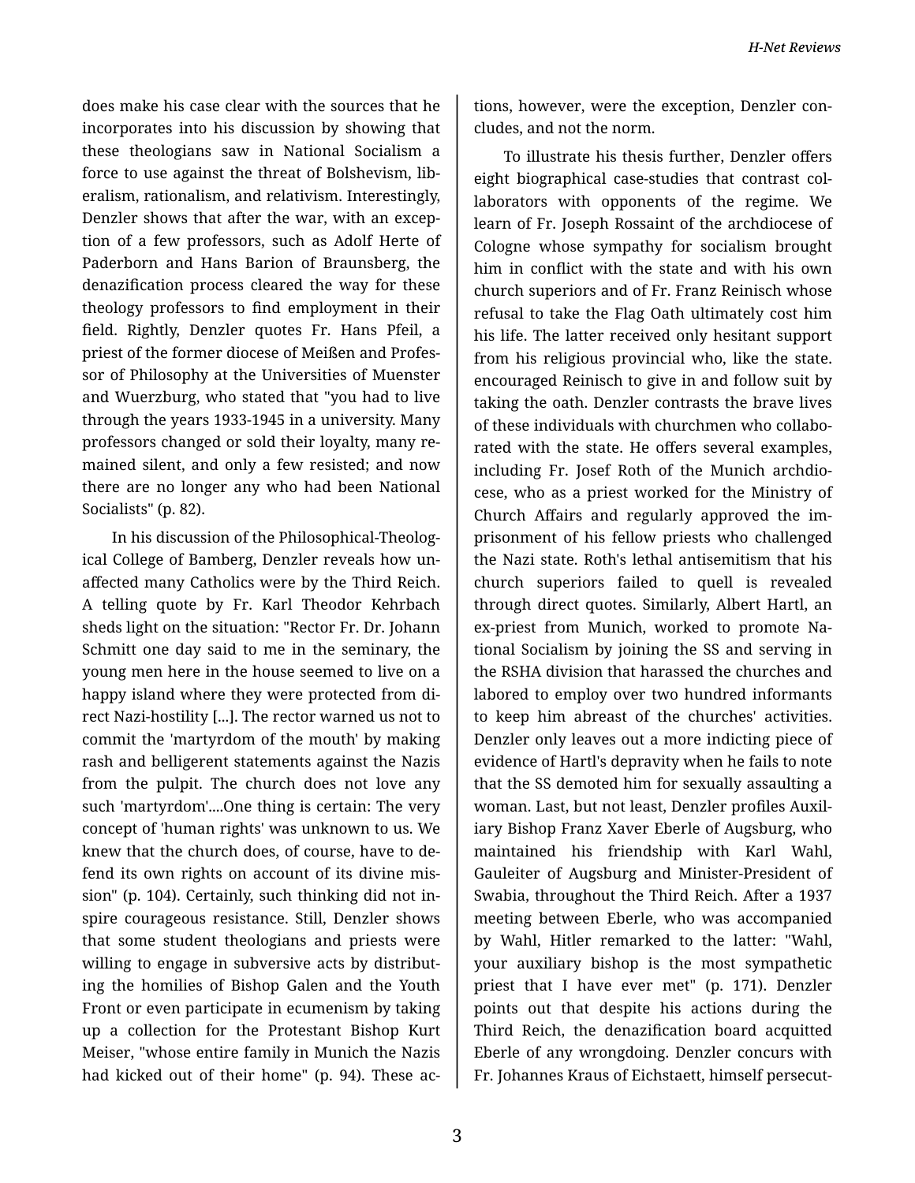does make his case clear with the sources that he incorporates into his discussion by showing that these theologians saw in National Socialism a force to use against the threat of Bolshevism, liberalism, rationalism, and relativism. Interestingly, Denzler shows that after the war, with an exception of a few professors, such as Adolf Herte of Paderborn and Hans Barion of Braunsberg, the denazification process cleared the way for these theology professors to find employment in their field. Rightly, Denzler quotes Fr. Hans Pfeil, a priest of the former diocese of Meißen and Professor of Philosophy at the Universities of Muenster and Wuerzburg, who stated that "you had to live through the years 1933-1945 in a university. Many professors changed or sold their loyalty, many remained silent, and only a few resisted; and now there are no longer any who had been National Socialists" (p. 82).

In his discussion of the Philosophical-Theological College of Bamberg, Denzler reveals how unaffected many Catholics were by the Third Reich. A telling quote by Fr. Karl Theodor Kehrbach sheds light on the situation: "Rector Fr. Dr. Johann Schmitt one day said to me in the seminary, the young men here in the house seemed to live on a happy island where they were protected from direct Nazi-hostility [...]. The rector warned us not to commit the 'martyrdom of the mouth' by making rash and belligerent statements against the Nazis from the pulpit. The church does not love any such 'martyrdom'....One thing is certain: The very concept of 'human rights' was unknown to us. We knew that the church does, of course, have to defend its own rights on account of its divine mission" (p. 104). Certainly, such thinking did not inspire courageous resistance. Still, Denzler shows that some student theologians and priests were willing to engage in subversive acts by distributing the homilies of Bishop Galen and the Youth Front or even participate in ecumenism by taking up a collection for the Protestant Bishop Kurt Meiser, "whose entire family in Munich the Nazis had kicked out of their home" (p. 94). These actions, however, were the exception, Denzler concludes, and not the norm.

To illustrate his thesis further, Denzler offers eight biographical case-studies that contrast collaborators with opponents of the regime. We learn of Fr. Joseph Rossaint of the archdiocese of Cologne whose sympathy for socialism brought him in conflict with the state and with his own church superiors and of Fr. Franz Reinisch whose refusal to take the Flag Oath ultimately cost him his life. The latter received only hesitant support from his religious provincial who, like the state. encouraged Reinisch to give in and follow suit by taking the oath. Denzler contrasts the brave lives of these individuals with churchmen who collaborated with the state. He offers several examples, including Fr. Josef Roth of the Munich archdiocese, who as a priest worked for the Ministry of Church Affairs and regularly approved the imprisonment of his fellow priests who challenged the Nazi state. Roth's lethal antisemitism that his church superiors failed to quell is revealed through direct quotes. Similarly, Albert Hartl, an ex-priest from Munich, worked to promote National Socialism by joining the SS and serving in the RSHA division that harassed the churches and labored to employ over two hundred informants to keep him abreast of the churches' activities. Denzler only leaves out a more indicting piece of evidence of Hartl's depravity when he fails to note that the SS demoted him for sexually assaulting a woman. Last, but not least, Denzler profiles Auxiliary Bishop Franz Xaver Eberle of Augsburg, who maintained his friendship with Karl Wahl, Gauleiter of Augsburg and Minister-President of Swabia, throughout the Third Reich. After a 1937 meeting between Eberle, who was accompanied by Wahl, Hitler remarked to the latter: "Wahl, your auxiliary bishop is the most sympathetic priest that I have ever met" (p. 171). Denzler points out that despite his actions during the Third Reich, the denazification board acquitted Eberle of any wrongdoing. Denzler concurs with Fr. Johannes Kraus of Eichstaett, himself persecut-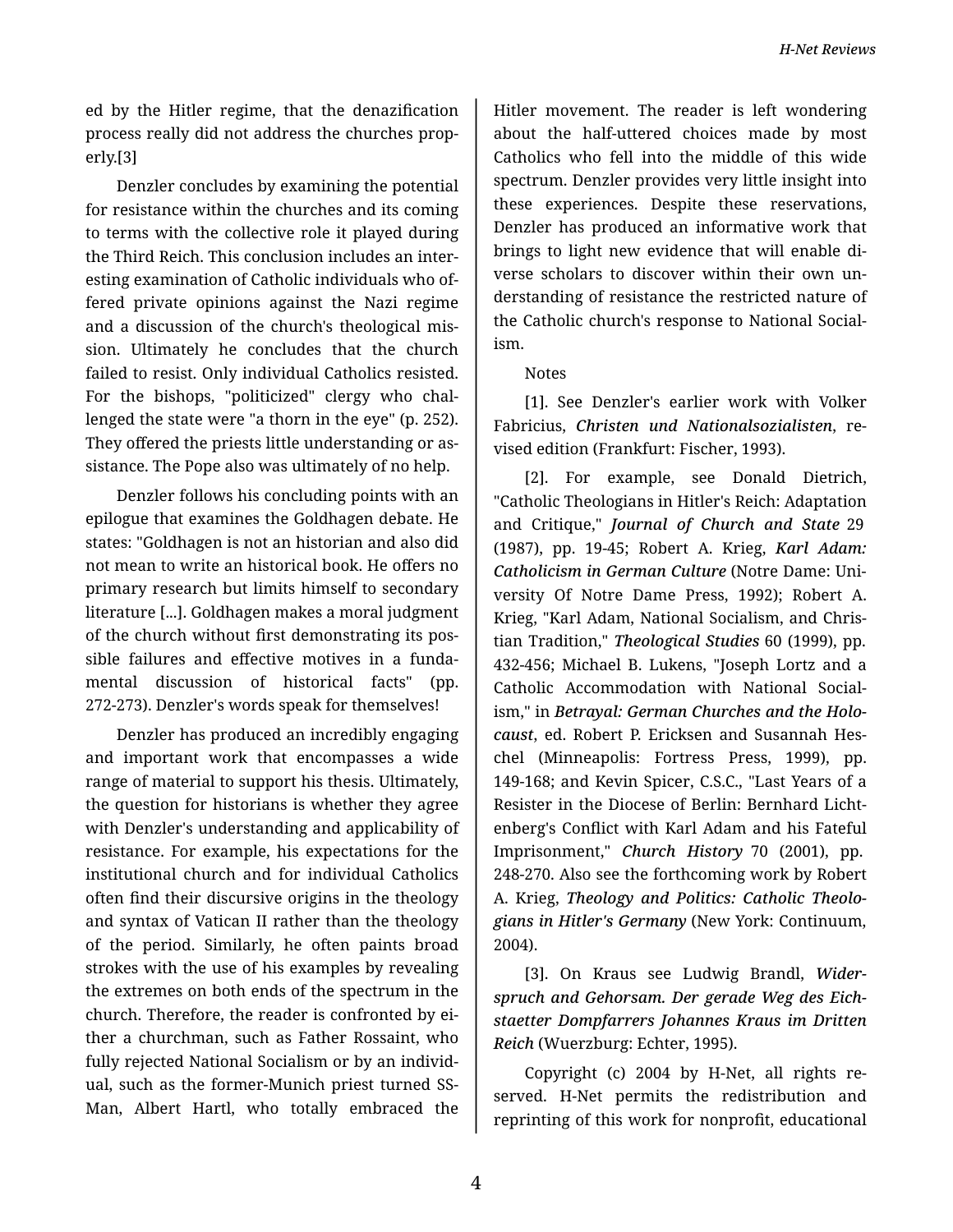ed by the Hitler regime, that the denazification process really did not address the churches properly.[3]

Denzler concludes by examining the potential for resistance within the churches and its coming to terms with the collective role it played during the Third Reich. This conclusion includes an interesting examination of Catholic individuals who offered private opinions against the Nazi regime and a discussion of the church's theological mission. Ultimately he concludes that the church failed to resist. Only individual Catholics resisted. For the bishops, "politicized" clergy who challenged the state were "a thorn in the eye" (p. 252). They offered the priests little understanding or assistance. The Pope also was ultimately of no help.

Denzler follows his concluding points with an epilogue that examines the Goldhagen debate. He states: "Goldhagen is not an historian and also did not mean to write an historical book. He offers no primary research but limits himself to secondary literature [...]. Goldhagen makes a moral judgment of the church without first demonstrating its possible failures and effective motives in a fundamental discussion of historical facts" (pp. 272-273). Denzler's words speak for themselves!

Denzler has produced an incredibly engaging and important work that encompasses a wide range of material to support his thesis. Ultimately, the question for historians is whether they agree with Denzler's understanding and applicability of resistance. For example, his expectations for the institutional church and for individual Catholics often find their discursive origins in the theology and syntax of Vatican II rather than the theology of the period. Similarly, he often paints broad strokes with the use of his examples by revealing the extremes on both ends of the spectrum in the church. Therefore, the reader is confronted by either a churchman, such as Father Rossaint, who fully rejected National Socialism or by an individual, such as the former-Munich priest turned SS-Man, Albert Hartl, who totally embraced the Hitler movement. The reader is left wondering about the half-uttered choices made by most Catholics who fell into the middle of this wide spectrum. Denzler provides very little insight into these experiences. Despite these reservations, Denzler has produced an informative work that brings to light new evidence that will enable diverse scholars to discover within their own understanding of resistance the restricted nature of the Catholic church's response to National Socialism.

Notes

[1]. See Denzler's earlier work with Volker Fabricius, *Christen und Nationalsozialisten*, revised edition (Frankfurt: Fischer, 1993).

[2]. For example, see Donald Dietrich, "Catholic Theologians in Hitler's Reich: Adaptation and Critique," *Journal of Church and State* 29 (1987), pp. 19-45; Robert A. Krieg, *Karl Adam: Catholicism in German Culture* (Notre Dame: University Of Notre Dame Press, 1992); Robert A. Krieg, "Karl Adam, National Socialism, and Christian Tradition," *Theological Studies* 60 (1999), pp. 432-456; Michael B. Lukens, "Joseph Lortz and a Catholic Accommodation with National Socialism," in *Betrayal: German Churches and the Holocaust*, ed. Robert P. Ericksen and Susannah Heschel (Minneapolis: Fortress Press, 1999), pp. 149-168; and Kevin Spicer, C.S.C., "Last Years of a Resister in the Diocese of Berlin: Bernhard Lichtenberg's Conflict with Karl Adam and his Fateful Imprisonment," *Church History* 70 (2001), pp. 248-270. Also see the forthcoming work by Robert A. Krieg, *Theology and Politics: Catholic Theologians in Hitler's Germany* (New York: Continuum, 2004).

[3]. On Kraus see Ludwig Brandl, *Widerspruch and Gehorsam. Der gerade Weg des Eichstaetter Dompfarrers Johannes Kraus im Dritten Reich* (Wuerzburg: Echter, 1995).

Copyright (c) 2004 by H-Net, all rights reserved. H-Net permits the redistribution and reprinting of this work for nonprofit, educational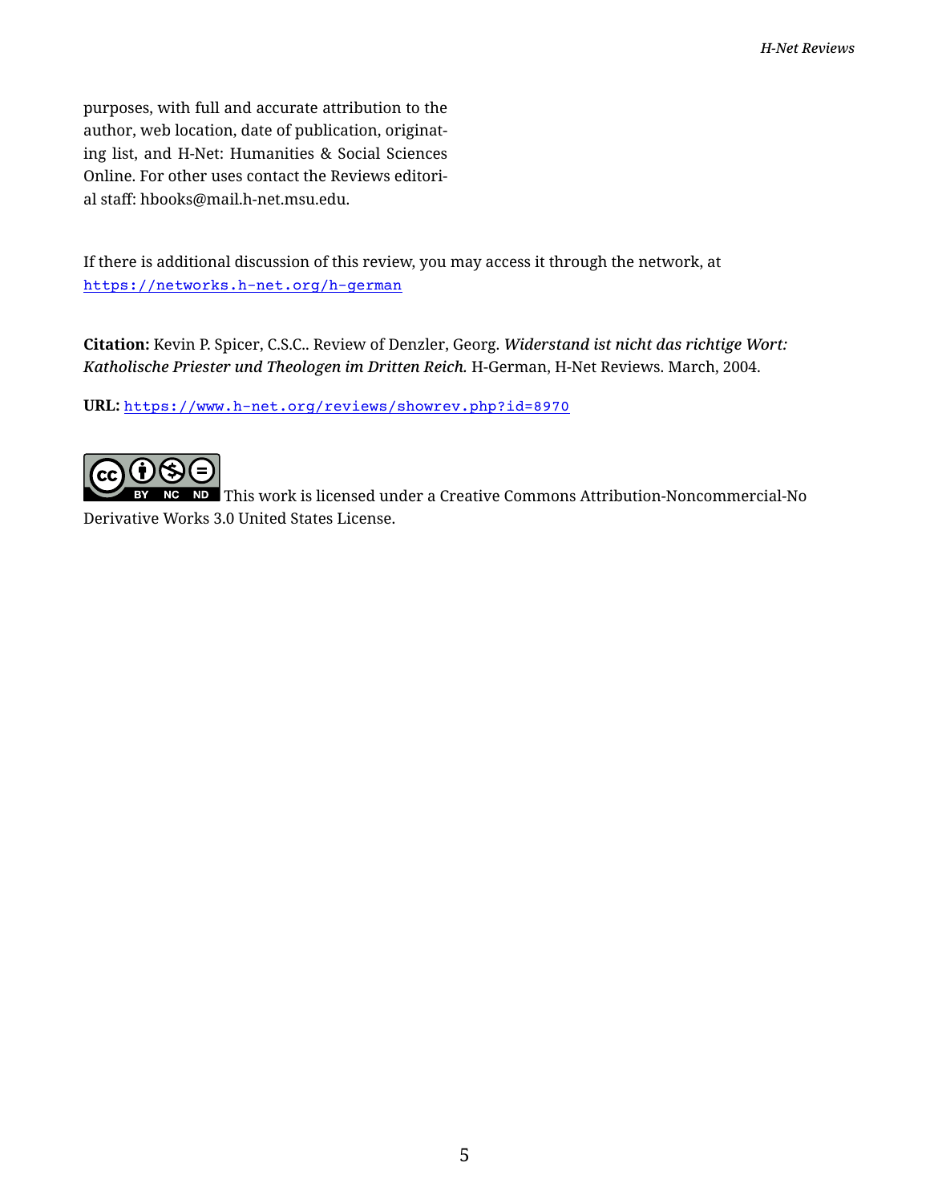purposes, with full and accurate attribution to the author, web location, date of publication, originating list, and H-Net: Humanities & Social Sciences Online. For other uses contact the Reviews editorial staff: hbooks@mail.h-net.msu.edu.

If there is additional discussion of this review, you may access it through the network, at https://networks.h-net.org/h-german

**Citation:** Kevin P. Spicer, C.S.C.. Review of Denzler, Georg. *Widerstand ist nicht das richtige Wort: Katholische Priester und Theologen im Dritten Reich.* H-German, H-Net Reviews. March, 2004.

**URL:** https://www.h-net.org/reviews/showrev.php?id=8970

This work is licensed under a Creative Commons Attribution-Noncommercial-No Derivative Works 3.0 United States License.